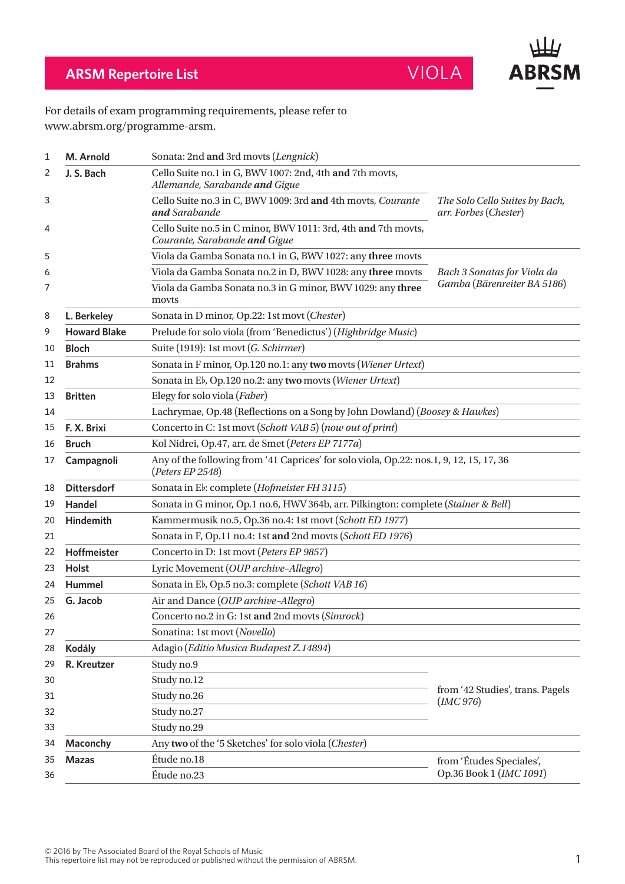# ARSM Repertoire List — VIOLA

ABRSM

For details of exam programming requirements, please refer to www.abrsm.org/programme-arsm.

| No. | Composer | Work | Publication |
|---|---|---|---|
| 1 | **M. Arnold** | Sonata: 2nd **and** 3rd movts (*Lengnick*) | |
| 2 | **J. S. Bach** | Cello Suite no.1 in G, BWV 1007: 2nd, 4th **and** 7th movts, *Allemande, Sarabande **and** Gigue* | *The Solo Cello Suites by Bach, arr. Forbes* (*Chester*) |
| 3 | | Cello Suite no.3 in C, BWV 1009: 3rd **and** 4th movts, *Courante **and** Sarabande* | *The Solo Cello Suites by Bach, arr. Forbes* (*Chester*) |
| 4 | | Cello Suite no.5 in C minor, BWV 1011: 3rd, 4th **and** 7th movts, *Courante, Sarabande **and** Gigue* | *The Solo Cello Suites by Bach, arr. Forbes* (*Chester*) |
| 5 | | Viola da Gamba Sonata no.1 in G, BWV 1027: any **three** movts | *Bach 3 Sonatas for Viola da Gamba* (*Bärenreiter BA 5186*) |
| 6 | | Viola da Gamba Sonata no.2 in D, BWV 1028: any **three** movts | *Bach 3 Sonatas for Viola da Gamba* (*Bärenreiter BA 5186*) |
| 7 | | Viola da Gamba Sonata no.3 in G minor, BWV 1029: any **three** movts | *Bach 3 Sonatas for Viola da Gamba* (*Bärenreiter BA 5186*) |
| 8 | **L. Berkeley** | Sonata in D minor, Op.22: 1st movt (*Chester*) | |
| 9 | **Howard Blake** | Prelude for solo viola (from 'Benedictus') (*Highbridge Music*) | |
| 10 | **Bloch** | Suite (1919): 1st movt (*G. Schirmer*) | |
| 11 | **Brahms** | Sonata in F minor, Op.120 no.1: any **two** movts (*Wiener Urtext*) | |
| 12 | | Sonata in E♭, Op.120 no.2: any **two** movts (*Wiener Urtext*) | |
| 13 | **Britten** | Elegy for solo viola (*Faber*) | |
| 14 | | Lachrymae, Op.48 (Reflections on a Song by John Dowland) (*Boosey & Hawkes*) | |
| 15 | **F. X. Brixi** | Concerto in C: 1st movt (*Schott VAB 5*) (*now out of print*) | |
| 16 | **Bruch** | Kol Nidrei, Op.47, arr. de Smet (*Peters EP 7177a*) | |
| 17 | **Campagnoli** | Any of the following from '41 Caprices' for solo viola, Op.22: nos.1, 9, 12, 15, 17, 36 (*Peters EP 2548*) | |
| 18 | **Dittersdorf** | Sonata in E♭: complete (*Hofmeister FH 3115*) | |
| 19 | **Handel** | Sonata in G minor, Op.1 no.6, HWV 364b, arr. Pilkington: complete (*Stainer & Bell*) | |
| 20 | **Hindemith** | Kammermusik no.5, Op.36 no.4: 1st movt (*Schott ED 1977*) | |
| 21 | | Sonata in F, Op.11 no.4: 1st **and** 2nd movts (*Schott ED 1976*) | |
| 22 | **Hoffmeister** | Concerto in D: 1st movt (*Peters EP 9857*) | |
| 23 | **Holst** | Lyric Movement (*OUP archive–Allegro*) | |
| 24 | **Hummel** | Sonata in E♭, Op.5 no.3: complete (*Schott VAB 16*) | |
| 25 | **G. Jacob** | Air and Dance (*OUP archive–Allegro*) | |
| 26 | | Concerto no.2 in G: 1st **and** 2nd movts (*Simrock*) | |
| 27 | | Sonatina: 1st movt (*Novello*) | |
| 28 | **Kodály** | Adagio (*Editio Musica Budapest Z.14894*) | |
| 29 | **R. Kreutzer** | Study no.9 | from '42 Studies', trans. Pagels (*IMC 976*) |
| 30 | | Study no.12 | from '42 Studies', trans. Pagels (*IMC 976*) |
| 31 | | Study no.26 | from '42 Studies', trans. Pagels (*IMC 976*) |
| 32 | | Study no.27 | from '42 Studies', trans. Pagels (*IMC 976*) |
| 33 | | Study no.29 | from '42 Studies', trans. Pagels (*IMC 976*) |
| 34 | **Maconchy** | Any **two** of the '5 Sketches' for solo viola (*Chester*) | |
| 35 | **Mazas** | Étude no.18 | from 'Études Speciales', Op.36 Book 1 (*IMC 1091*) |
| 36 | | Étude no.23 | from 'Études Speciales', Op.36 Book 1 (*IMC 1091*) |

© 2016 by The Associated Board of the Royal Schools of Music
This repertoire list may not be reproduced or published without the permission of ABRSM.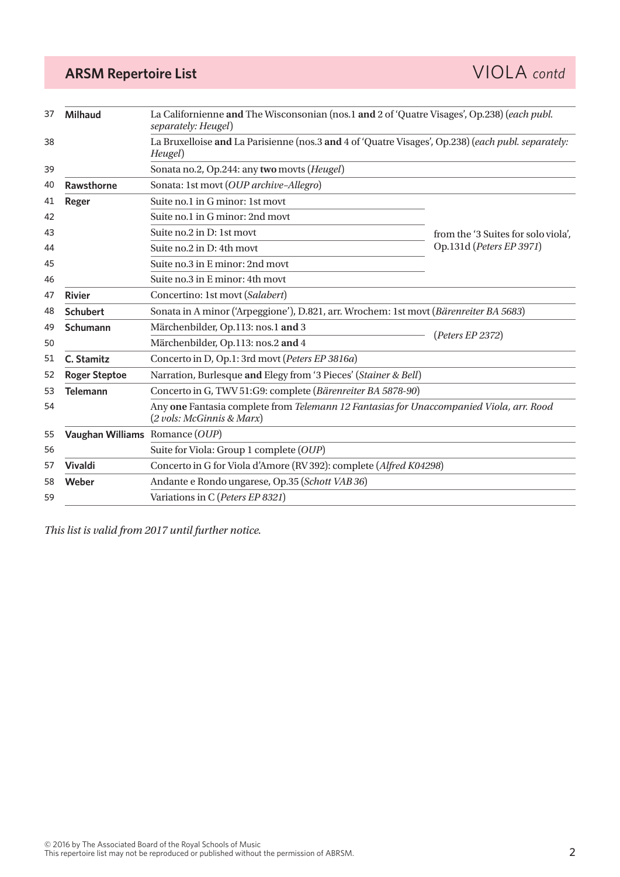## ARSM Repertoire List

VIOLA *contd*

| | | | |
|---|---|---|---|
| 37 | **Milhaud** | La Californienne **and** The Wisconsonian (nos.1 **and** 2 of 'Quatre Visages', Op.238) (*each publ. separately: Heugel*) | |
| 38 | | La Bruxelloise **and** La Parisienne (nos.3 **and** 4 of 'Quatre Visages', Op.238) (*each publ. separately: Heugel*) | |
| 39 | | Sonata no.2, Op.244: any **two** movts (*Heugel*) | |
| 40 | **Rawsthorne** | Sonata: 1st movt (*OUP archive–Allegro*) | |
| 41 | **Reger** | Suite no.1 in G minor: 1st movt | from the '3 Suites for solo viola', Op.131d (*Peters EP 3971*) |
| 42 | | Suite no.1 in G minor: 2nd movt | |
| 43 | | Suite no.2 in D: 1st movt | |
| 44 | | Suite no.2 in D: 4th movt | |
| 45 | | Suite no.3 in E minor: 2nd movt | |
| 46 | | Suite no.3 in E minor: 4th movt | |
| 47 | **Rivier** | Concertino: 1st movt (*Salabert*) | |
| 48 | **Schubert** | Sonata in A minor ('Arpeggione'), D.821, arr. Wrochem: 1st movt (*Bärenreiter BA 5683*) | |
| 49 | **Schumann** | Märchenbilder, Op.113: nos.1 **and** 3 | (*Peters EP 2372*) |
| 50 | | Märchenbilder, Op.113: nos.2 **and** 4 | |
| 51 | **C. Stamitz** | Concerto in D, Op.1: 3rd movt (*Peters EP 3816a*) | |
| 52 | **Roger Steptoe** | Narration, Burlesque **and** Elegy from '3 Pieces' (*Stainer & Bell*) | |
| 53 | **Telemann** | Concerto in G, TWV 51:G9: complete (*Bärenreiter BA 5878-90*) | |
| 54 | | Any **one** Fantasia complete from *Telemann 12 Fantasias for Unaccompanied Viola, arr. Rood* (*2 vols: McGinnis & Marx*) | |
| 55 | **Vaughan Williams** | Romance (*OUP*) | |
| 56 | | Suite for Viola: Group 1 complete (*OUP*) | |
| 57 | **Vivaldi** | Concerto in G for Viola d'Amore (RV 392): complete (*Alfred K04298*) | |
| 58 | **Weber** | Andante e Rondo ungarese, Op.35 (*Schott VAB 36*) | |
| 59 | | Variations in C (*Peters EP 8321*) | |

*This list is valid from 2017 until further notice.*

© 2016 by The Associated Board of the Royal Schools of Music
This repertoire list may not be reproduced or published without the permission of ABRSM.